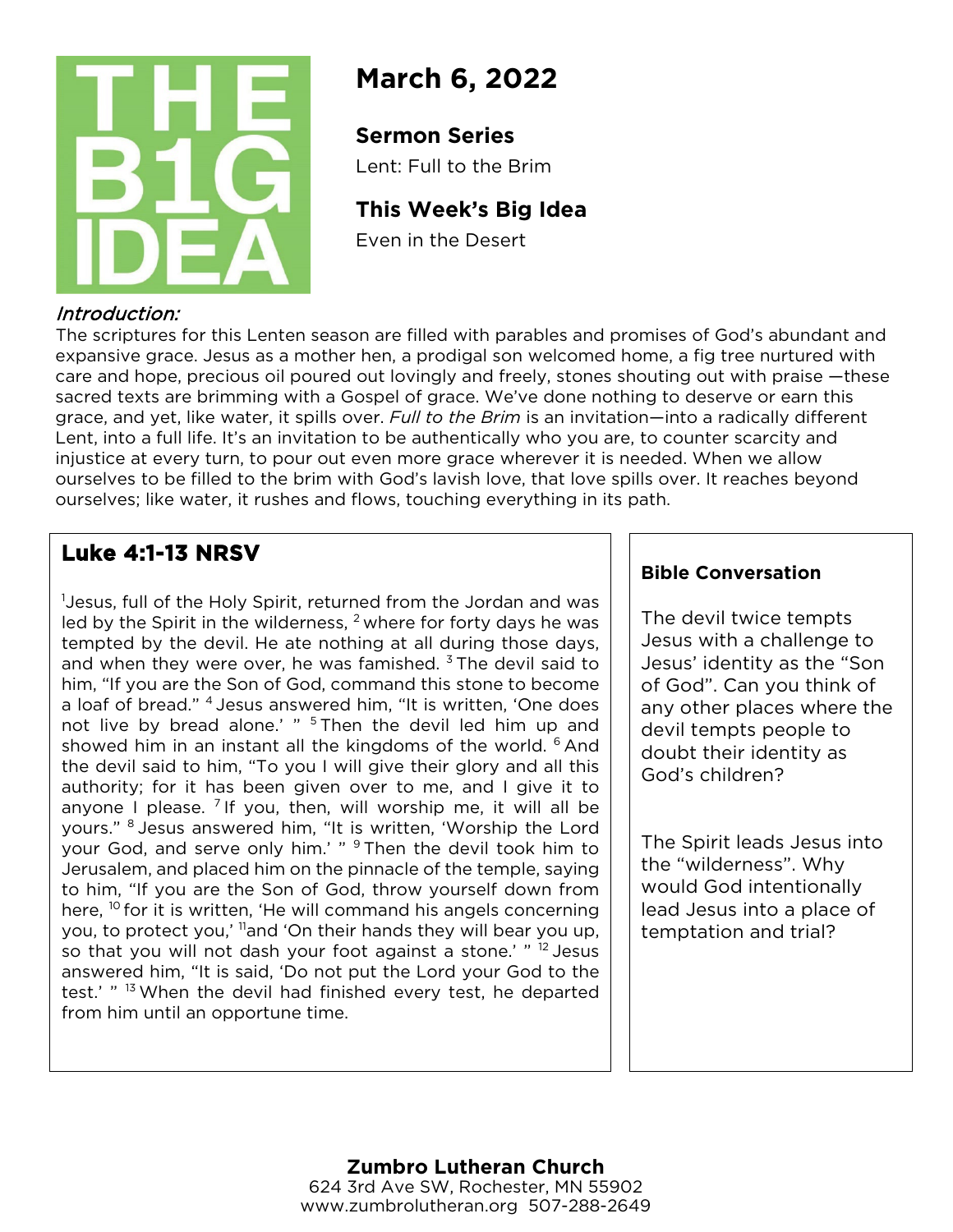THE B1G IDEA

# March 6, 2022

## Sermon Series

Lent: Full to the Brim

## This Week's Big Idea

Even in the Desert

*Introduction:*

The scriptures for this Lenten season are filled with parables and promises of God's abundant and expansive grace. Jesus as a mother hen, a prodigal son welcomed home, a fig tree nurtured with care and hope, precious oil poured out lovingly and freely, stones shouting out with praise —these sacred texts are brimming with a Gospel of grace. We've done nothing to deserve or earn this grace, and yet, like water, it spills over. *Full to the Brim* is an invitation—into a radically different Lent, into a full life. It's an invitation to be authentically who you are, to counter scarcity and injustice at every turn, to pour out even more grace wherever it is needed. When we allow ourselves to be filled to the brim with God's lavish love, that love spills over. It reaches beyond ourselves; like water, it rushes and flows, touching everything in its path.

## Luke 4:1-13 NRSV

[1]Jesus, full of the Holy Spirit, returned from the Jordan and was led by the Spirit in the wilderness, [2] where for forty days he was tempted by the devil. He ate nothing at all during those days, and when they were over, he was famished. [3] The devil said to him, "If you are the Son of God, command this stone to become a loaf of bread." [4] Jesus answered him, "It is written, 'One does not live by bread alone.' " [5] Then the devil led him up and showed him in an instant all the kingdoms of the world. [6] And the devil said to him, "To you I will give their glory and all this authority; for it has been given over to me, and I give it to anyone I please. [7] If you, then, will worship me, it will all be yours." [8] Jesus answered him, "It is written, 'Worship the Lord your God, and serve only him.' " [9] Then the devil took him to Jerusalem, and placed him on the pinnacle of the temple, saying to him, "If you are the Son of God, throw yourself down from here, [10] for it is written, 'He will command his angels concerning you, to protect you,' [11]and 'On their hands they will bear you up, so that you will not dash your foot against a stone.' " [12] Jesus answered him, "It is said, 'Do not put the Lord your God to the test.' " [13] When the devil had finished every test, he departed from him until an opportune time.

**Bible Conversation**

The devil twice tempts Jesus with a challenge to Jesus' identity as the "Son of God". Can you think of any other places where the devil tempts people to doubt their identity as God's children?

The Spirit leads Jesus into the "wilderness". Why would God intentionally lead Jesus into a place of temptation and trial?

**Zumbro Lutheran Church**
624 3rd Ave SW, Rochester, MN 55902
www.zumbrolutheran.org 507-288-2649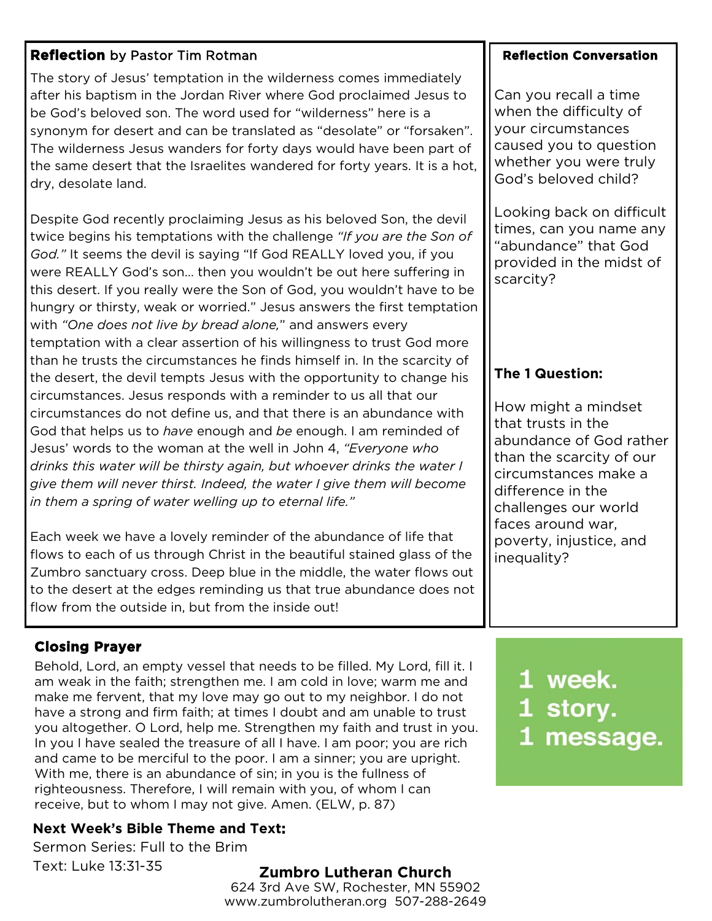## **Reflection** by Pastor Tim Rotman

The story of Jesus' temptation in the wilderness comes immediately after his baptism in the Jordan River where God proclaimed Jesus to be God's beloved son. The word used for "wilderness" here is a synonym for desert and can be translated as "desolate" or "forsaken". The wilderness Jesus wanders for forty days would have been part of the same desert that the Israelites wandered for forty years. It is a hot, dry, desolate land.

Despite God recently proclaiming Jesus as his beloved Son, the devil twice begins his temptations with the challenge *"If you are the Son of God."* It seems the devil is saying "If God REALLY loved you, if you were REALLY God's son… then you wouldn't be out here suffering in this desert. If you really were the Son of God, you wouldn't have to be hungry or thirsty, weak or worried." Jesus answers the first temptation with *"One does not live by bread alone,"* and answers every temptation with a clear assertion of his willingness to trust God more than he trusts the circumstances he finds himself in. In the scarcity of the desert, the devil tempts Jesus with the opportunity to change his circumstances. Jesus responds with a reminder to us all that our circumstances do not define us, and that there is an abundance with God that helps us to *have* enough and *be* enough. I am reminded of Jesus' words to the woman at the well in John 4, *"Everyone who drinks this water will be thirsty again, but whoever drinks the water I give them will never thirst. Indeed, the water I give them will become in them a spring of water welling up to eternal life."*

Each week we have a lovely reminder of the abundance of life that flows to each of us through Christ in the beautiful stained glass of the Zumbro sanctuary cross. Deep blue in the middle, the water flows out to the desert at the edges reminding us that true abundance does not flow from the outside in, but from the inside out!

### **Reflection Conversation**

Can you recall a time when the difficulty of your circumstances caused you to question whether you were truly God's beloved child?

Looking back on difficult times, can you name any "abundance" that God provided in the midst of scarcity?

### **The 1 Question:**

How might a mindset that trusts in the abundance of God rather than the scarcity of our circumstances make a difference in the challenges our world faces around war, poverty, injustice, and inequality?

## **Closing Prayer**

Behold, Lord, an empty vessel that needs to be filled. My Lord, fill it. I am weak in the faith; strengthen me. I am cold in love; warm me and make me fervent, that my love may go out to my neighbor. I do not have a strong and firm faith; at times I doubt and am unable to trust you altogether. O Lord, help me. Strengthen my faith and trust in you. In you I have sealed the treasure of all I have. I am poor; you are rich and came to be merciful to the poor. I am a sinner; you are upright. With me, there is an abundance of sin; in you is the fullness of righteousness. Therefore, I will remain with you, of whom I can receive, but to whom I may not give. Amen. (ELW, p. 87)

**1 week.**
**1 story.**
**1 message.**

### **Next Week's Bible Theme and Text:**

Sermon Series: Full to the Brim
Text: Luke 13:31-35

**Zumbro Lutheran Church**
624 3rd Ave SW, Rochester, MN 55902
www.zumbrolutheran.org 507-288-2649